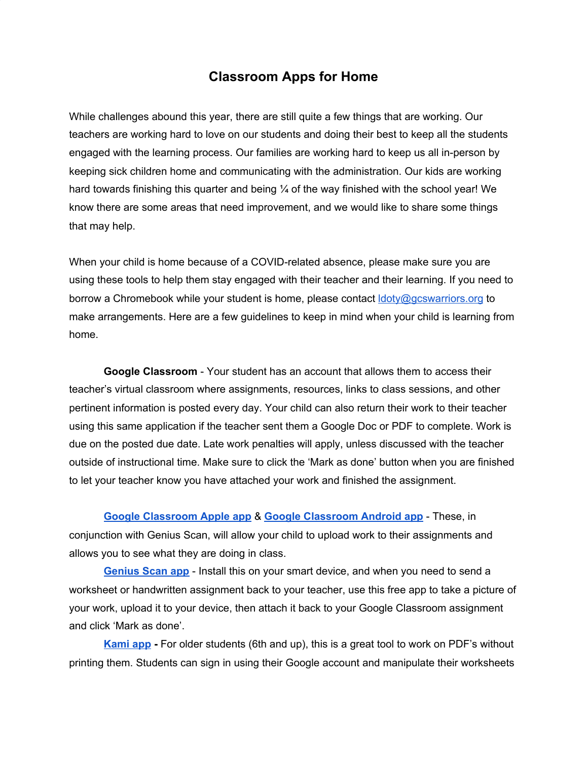# Classroom Apps for Home

While challenges abound this year, there are still quite a few things that are working. Our teachers are working hard to love on our students and doing their best to keep all the students engaged with the learning process. Our families are working hard to keep us all in-person by keeping sick children home and communicating with the administration. Our kids are working hard towards finishing this quarter and being ¼ of the way finished with the school year! We know there are some areas that need improvement, and we would like to share some things that may help.

When your child is home because of a COVID-related absence, please make sure you are using these tools to help them stay engaged with their teacher and their learning. If you need to borrow a Chromebook while your student is home, please contact ldoty@gcswarriors.org to make arrangements. Here are a few guidelines to keep in mind when your child is learning from home.

**Google Classroom** - Your student has an account that allows them to access their teacher's virtual classroom where assignments, resources, links to class sessions, and other pertinent information is posted every day. Your child can also return their work to their teacher using this same application if the teacher sent them a Google Doc or PDF to complete. Work is due on the posted due date. Late work penalties will apply, unless discussed with the teacher outside of instructional time. Make sure to click the 'Mark as done' button when you are finished to let your teacher know you have attached your work and finished the assignment.

**Google Classroom Apple app** & **Google Classroom Android app** - These, in conjunction with Genius Scan, will allow your child to upload work to their assignments and allows you to see what they are doing in class.

**Genius Scan app** - Install this on your smart device, and when you need to send a worksheet or handwritten assignment back to your teacher, use this free app to take a picture of your work, upload it to your device, then attach it back to your Google Classroom assignment and click 'Mark as done'.

**Kami app -** For older students (6th and up), this is a great tool to work on PDF's without printing them. Students can sign in using their Google account and manipulate their worksheets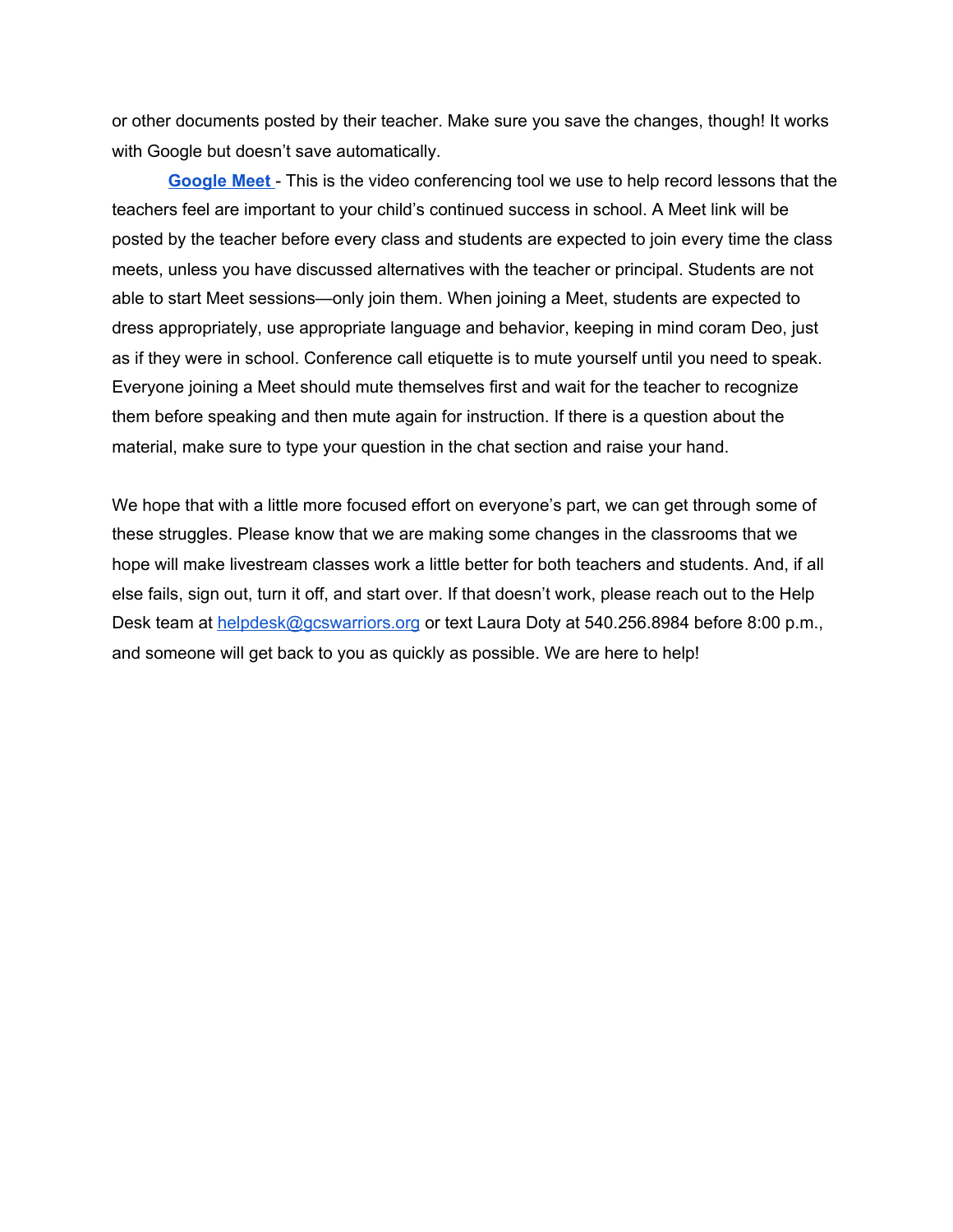or other documents posted by their teacher. Make sure you save the changes, though! It works with Google but doesn't save automatically.

**Google Meet** - This is the video conferencing tool we use to help record lessons that the teachers feel are important to your child's continued success in school. A Meet link will be posted by the teacher before every class and students are expected to join every time the class meets, unless you have discussed alternatives with the teacher or principal. Students are not able to start Meet sessions—only join them. When joining a Meet, students are expected to dress appropriately, use appropriate language and behavior, keeping in mind coram Deo, just as if they were in school. Conference call etiquette is to mute yourself until you need to speak. Everyone joining a Meet should mute themselves first and wait for the teacher to recognize them before speaking and then mute again for instruction. If there is a question about the material, make sure to type your question in the chat section and raise your hand.

We hope that with a little more focused effort on everyone's part, we can get through some of these struggles. Please know that we are making some changes in the classrooms that we hope will make livestream classes work a little better for both teachers and students. And, if all else fails, sign out, turn it off, and start over. If that doesn't work, please reach out to the Help Desk team at helpdesk@gcswarriors.org or text Laura Doty at 540.256.8984 before 8:00 p.m., and someone will get back to you as quickly as possible. We are here to help!